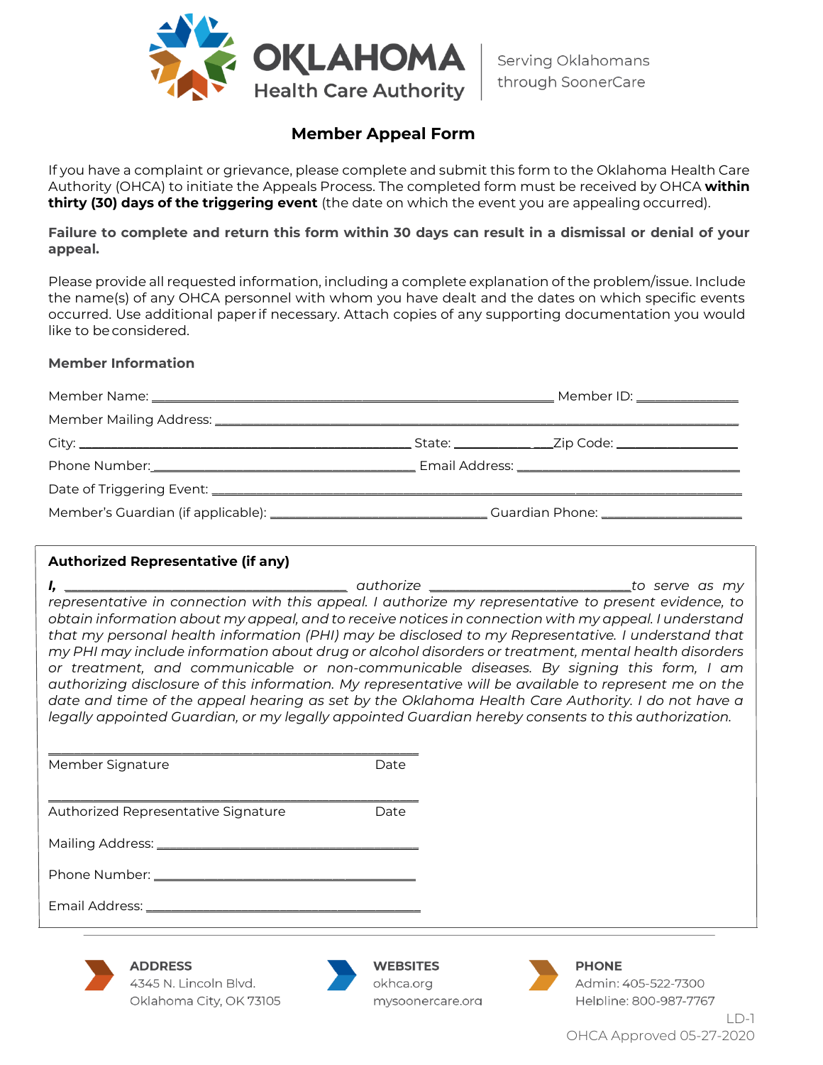**OKLAHOMA Health Care Authority** | Serving Oklahomans through SoonerCare

# Member Appeal Form

If you have a complaint or grievance, please complete and submit this form to the Oklahoma Health Care Authority (OHCA) to initiate the Appeals Process. The completed form must be received by OHCA **within thirty (30) days of the triggering event** (the date on which the event you are appealing occurred).

**Failure to complete and return this form within 30 days can result in a dismissal or denial of your appeal.**

Please provide all requested information, including a complete explanation of the problem/issue. Include the name(s) of any OHCA personnel with whom you have dealt and the dates on which specific events occurred. Use additional paper if necessary. Attach copies of any supporting documentation you would like to be considered.

### Member Information

Member Name: ______________________________ Member ID: ______________

Member Mailing Address: ______________________________________________

City: ______________________________ State: ____________ Zip Code: ______________

Phone Number: ______________________________ Email Address: ______________________________

Date of Triggering Event: ______________________________________________

Member's Guardian (if applicable): ______________________________ Guardian Phone: ______________

### Authorized Representative (if any)

***I,*** *______________________________ authorize ______________________________ to serve as my representative in connection with this appeal. I authorize my representative to present evidence, to obtain information about my appeal, and to receive notices in connection with my appeal. I understand that my personal health information (PHI) may be disclosed to my Representative. I understand that my PHI may include information about drug or alcohol disorders or treatment, mental health disorders or treatment, and communicable or non-communicable diseases. By signing this form, I am authorizing disclosure of this information. My representative will be available to represent me on the date and time of the appeal hearing as set by the Oklahoma Health Care Authority. I do not have a legally appointed Guardian, or my legally appointed Guardian hereby consents to this authorization.*

______________________________________________
Member Signature Date

______________________________________________
Authorized Representative Signature Date

Mailing Address: ______________________________

Phone Number: ______________________________

Email Address: ______________________________

**ADDRESS**
4345 N. Lincoln Blvd.
Oklahoma City, OK 73105

**WEBSITES**
okhca.org
mysoonercare.org

**PHONE**
Admin: 405-522-7300
Helpline: 800-987-7767

LD-1
OHCA Approved 05-27-2020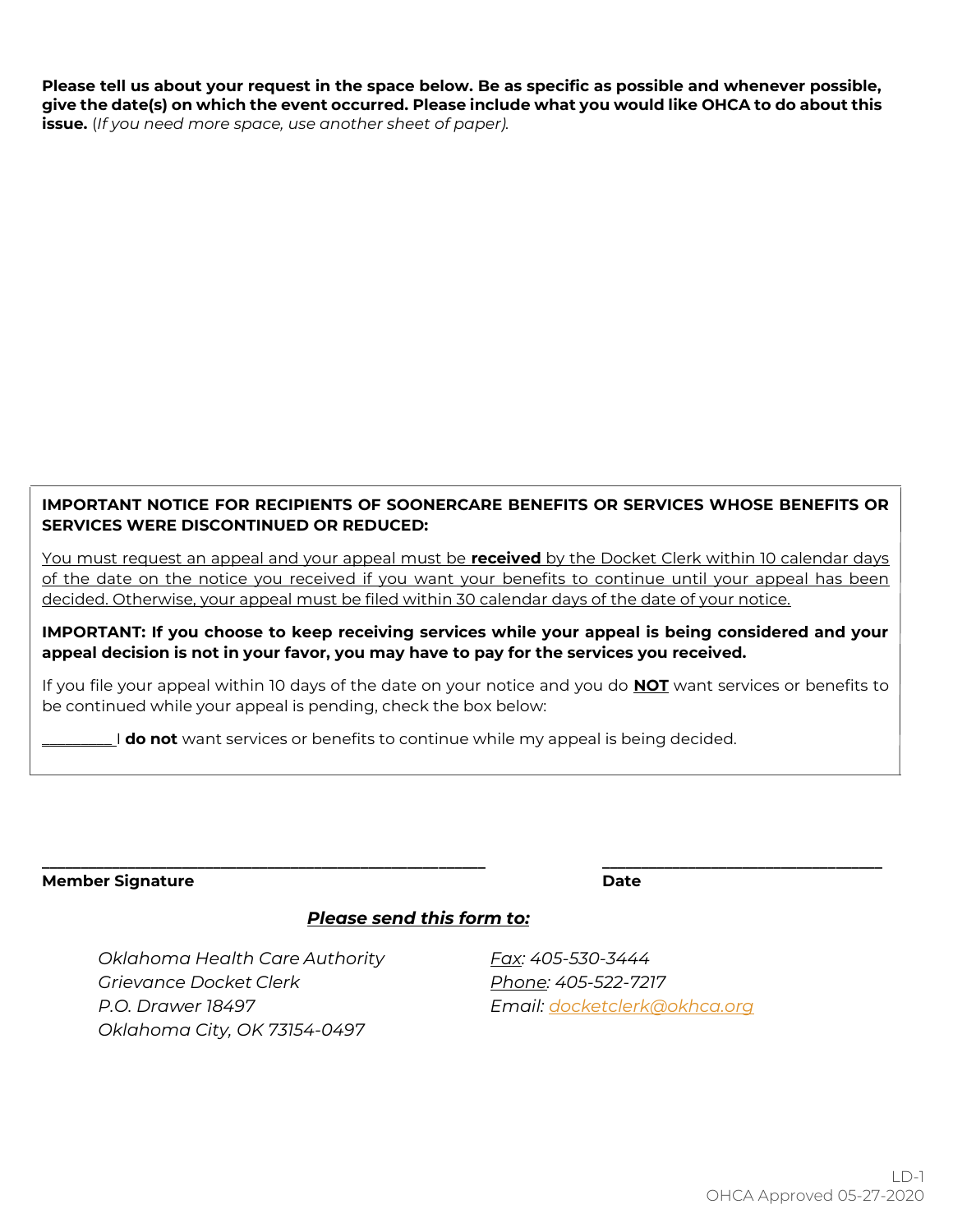**Please tell us about your request in the space below. Be as specific as possible and whenever possible, give the date(s) on which the event occurred. Please include what you would like OHCA to do about this issue.** (*If you need more space, use another sheet of paper).*

**IMPORTANT NOTICE FOR RECIPIENTS OF SOONERCARE BENEFITS OR SERVICES WHOSE BENEFITS OR SERVICES WERE DISCONTINUED OR REDUCED:**

<u>You must request an appeal and your appeal must be **received** by the Docket Clerk within 10 calendar days of the date on the notice you received if you want your benefits to continue until your appeal has been decided. Otherwise, your appeal must be filed within 30 calendar days of the date of your notice.</u>

**IMPORTANT: If you choose to keep receiving services while your appeal is being considered and your appeal decision is not in your favor, you may have to pay for the services you received.**

If you file your appeal within 10 days of the date on your notice and you do **<u>NOT</u>** want services or benefits to be continued while your appeal is pending, check the box below:

_________ I **do not** want services or benefits to continue while my appeal is being decided.

_______________________________________________ ______________________________

**Member Signature** **Date**

***<u>Please send this form to:</u>***

*Oklahoma Health Care Authority*
*Grievance Docket Clerk*
*P.O. Drawer 18497*
*Oklahoma City, OK 73154-0497*

*<u>Fax</u>: 405-530-3444*
*<u>Phone</u>: 405-522-7217*
*Email: docketclerk@okhca.org*

LD-1
OHCA Approved 05-27-2020